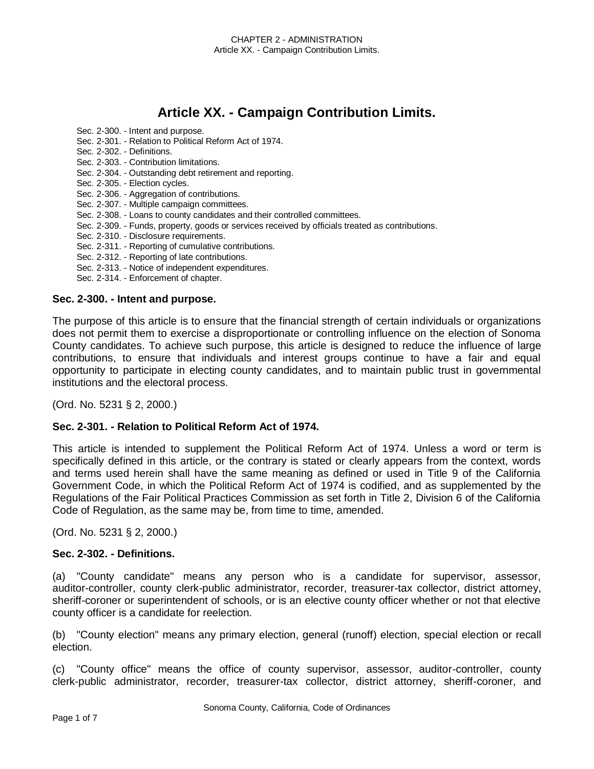# Article XX. - Campaign Contribution Limits.

- Sec. 2-300. - Intent and purpose.
- Sec. 2-301. - Relation to Political Reform Act of 1974.
- Sec. 2-302. - Definitions.
- Sec. 2-303. - Contribution limitations.
- Sec. 2-304. - Outstanding debt retirement and reporting.
- Sec. 2-305. - Election cycles.
- Sec. 2-306. - Aggregation of contributions.
- Sec. 2-307. - Multiple campaign committees.
- Sec. 2-308. - Loans to county candidates and their controlled committees.
- Sec. 2-309. - Funds, property, goods or services received by officials treated as contributions.
- Sec. 2-310. - Disclosure requirements.
- Sec. 2-311. - Reporting of cumulative contributions.
- Sec. 2-312. - Reporting of late contributions.
- Sec. 2-313. - Notice of independent expenditures.
- Sec. 2-314. - Enforcement of chapter.

### Sec. 2-300. - Intent and purpose.

The purpose of this article is to ensure that the financial strength of certain individuals or organizations does not permit them to exercise a disproportionate or controlling influence on the election of Sonoma County candidates. To achieve such purpose, this article is designed to reduce the influence of large contributions, to ensure that individuals and interest groups continue to have a fair and equal opportunity to participate in electing county candidates, and to maintain public trust in governmental institutions and the electoral process.

(Ord. No. 5231 § 2, 2000.)

### Sec. 2-301. - Relation to Political Reform Act of 1974.

This article is intended to supplement the Political Reform Act of 1974. Unless a word or term is specifically defined in this article, or the contrary is stated or clearly appears from the context, words and terms used herein shall have the same meaning as defined or used in Title 9 of the California Government Code, in which the Political Reform Act of 1974 is codified, and as supplemented by the Regulations of the Fair Political Practices Commission as set forth in Title 2, Division 6 of the California Code of Regulation, as the same may be, from time to time, amended.

(Ord. No. 5231 § 2, 2000.)

### Sec. 2-302. - Definitions.

(a) "County candidate" means any person who is a candidate for supervisor, assessor, auditor-controller, county clerk-public administrator, recorder, treasurer-tax collector, district attorney, sheriff-coroner or superintendent of schools, or is an elective county officer whether or not that elective county officer is a candidate for reelection.

(b) "County election" means any primary election, general (runoff) election, special election or recall election.

(c) "County office" means the office of county supervisor, assessor, auditor-controller, county clerk-public administrator, recorder, treasurer-tax collector, district attorney, sheriff-coroner, and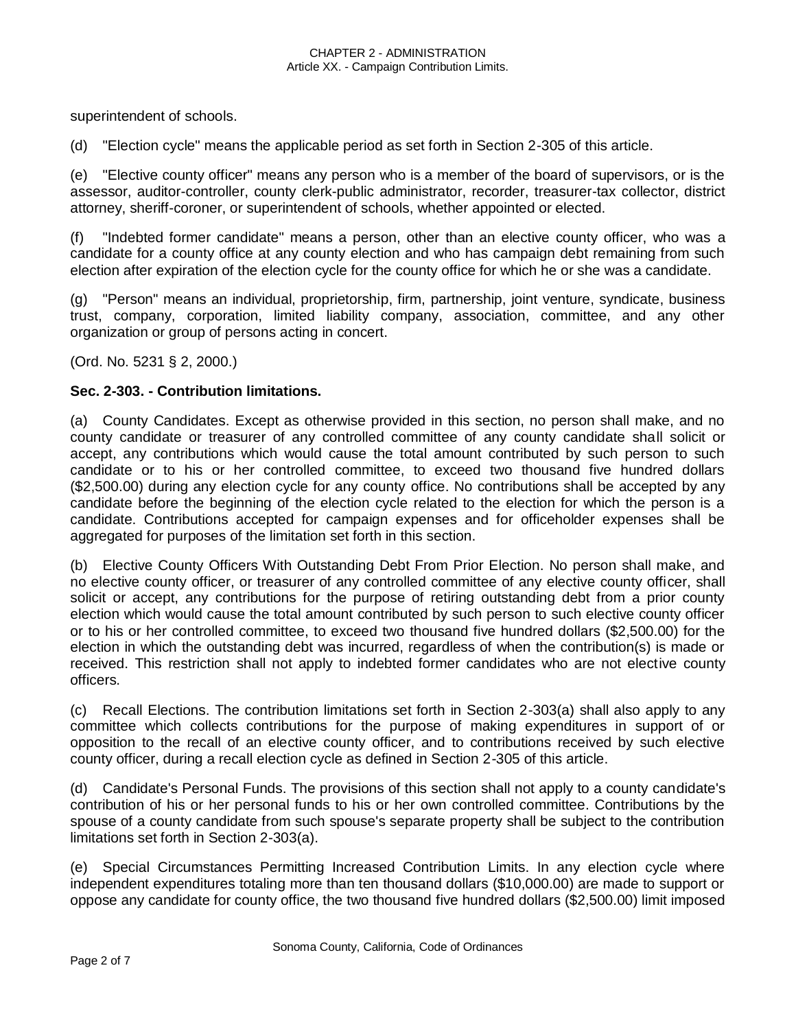superintendent of schools.

(d) "Election cycle" means the applicable period as set forth in Section 2-305 of this article.

(e) "Elective county officer" means any person who is a member of the board of supervisors, or is the assessor, auditor-controller, county clerk-public administrator, recorder, treasurer-tax collector, district attorney, sheriff-coroner, or superintendent of schools, whether appointed or elected.

(f) "Indebted former candidate" means a person, other than an elective county officer, who was a candidate for a county office at any county election and who has campaign debt remaining from such election after expiration of the election cycle for the county office for which he or she was a candidate.

(g) "Person" means an individual, proprietorship, firm, partnership, joint venture, syndicate, business trust, company, corporation, limited liability company, association, committee, and any other organization or group of persons acting in concert.

(Ord. No. 5231 § 2, 2000.)

**Sec. 2-303. - Contribution limitations.**

(a) County Candidates. Except as otherwise provided in this section, no person shall make, and no county candidate or treasurer of any controlled committee of any county candidate shall solicit or accept, any contributions which would cause the total amount contributed by such person to such candidate or to his or her controlled committee, to exceed two thousand five hundred dollars ($2,500.00) during any election cycle for any county office. No contributions shall be accepted by any candidate before the beginning of the election cycle related to the election for which the person is a candidate. Contributions accepted for campaign expenses and for officeholder expenses shall be aggregated for purposes of the limitation set forth in this section.

(b) Elective County Officers With Outstanding Debt From Prior Election. No person shall make, and no elective county officer, or treasurer of any controlled committee of any elective county officer, shall solicit or accept, any contributions for the purpose of retiring outstanding debt from a prior county election which would cause the total amount contributed by such person to such elective county officer or to his or her controlled committee, to exceed two thousand five hundred dollars ($2,500.00) for the election in which the outstanding debt was incurred, regardless of when the contribution(s) is made or received. This restriction shall not apply to indebted former candidates who are not elective county officers.

(c) Recall Elections. The contribution limitations set forth in Section 2-303(a) shall also apply to any committee which collects contributions for the purpose of making expenditures in support of or opposition to the recall of an elective county officer, and to contributions received by such elective county officer, during a recall election cycle as defined in Section 2-305 of this article.

(d) Candidate's Personal Funds. The provisions of this section shall not apply to a county candidate's contribution of his or her personal funds to his or her own controlled committee. Contributions by the spouse of a county candidate from such spouse's separate property shall be subject to the contribution limitations set forth in Section 2-303(a).

(e) Special Circumstances Permitting Increased Contribution Limits. In any election cycle where independent expenditures totaling more than ten thousand dollars ($10,000.00) are made to support or oppose any candidate for county office, the two thousand five hundred dollars ($2,500.00) limit imposed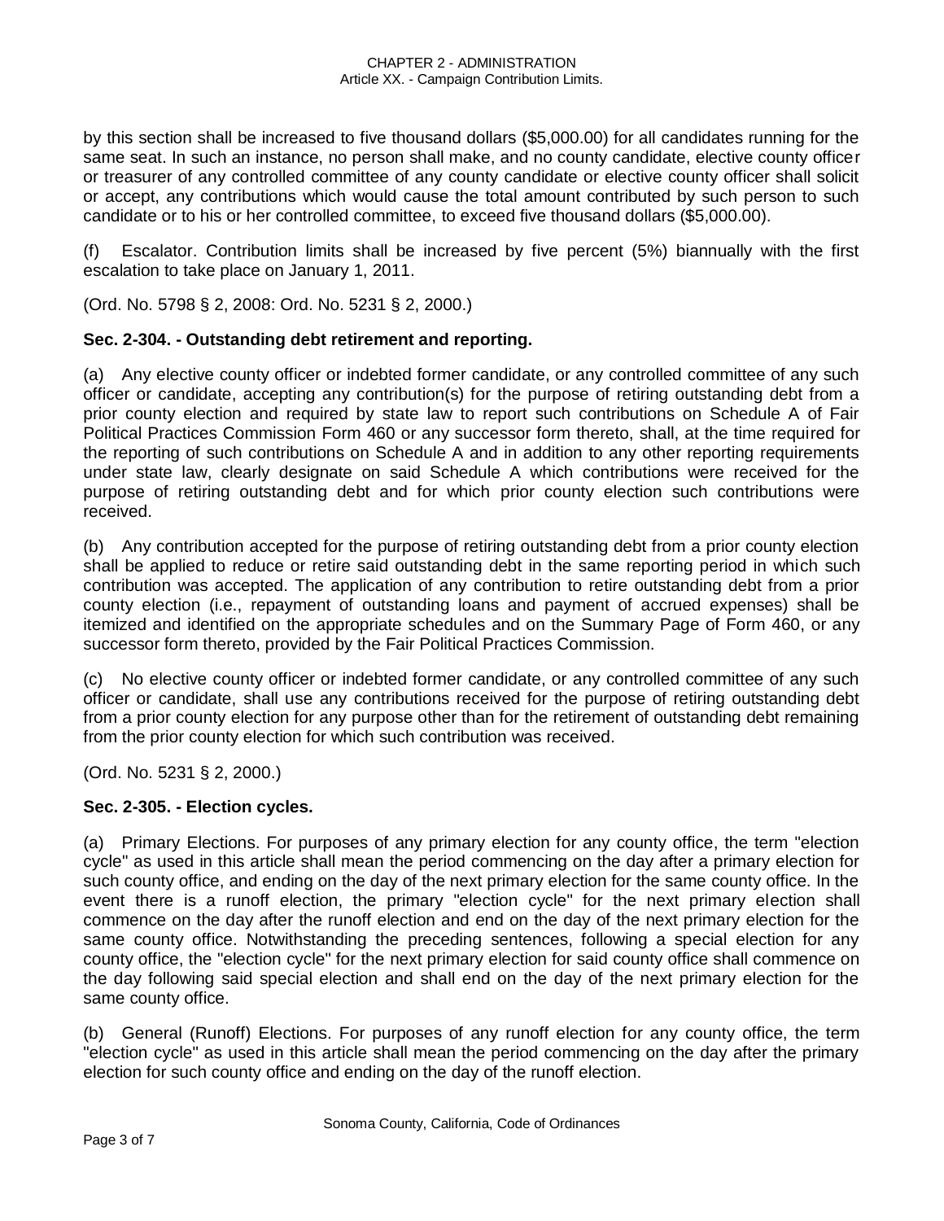by this section shall be increased to five thousand dollars ($5,000.00) for all candidates running for the same seat. In such an instance, no person shall make, and no county candidate, elective county officer or treasurer of any controlled committee of any county candidate or elective county officer shall solicit or accept, any contributions which would cause the total amount contributed by such person to such candidate or to his or her controlled committee, to exceed five thousand dollars ($5,000.00).

(f) Escalator. Contribution limits shall be increased by five percent (5%) biannually with the first escalation to take place on January 1, 2011.

(Ord. No. 5798 § 2, 2008: Ord. No. 5231 § 2, 2000.)

### Sec. 2-304. - Outstanding debt retirement and reporting.

(a) Any elective county officer or indebted former candidate, or any controlled committee of any such officer or candidate, accepting any contribution(s) for the purpose of retiring outstanding debt from a prior county election and required by state law to report such contributions on Schedule A of Fair Political Practices Commission Form 460 or any successor form thereto, shall, at the time required for the reporting of such contributions on Schedule A and in addition to any other reporting requirements under state law, clearly designate on said Schedule A which contributions were received for the purpose of retiring outstanding debt and for which prior county election such contributions were received.

(b) Any contribution accepted for the purpose of retiring outstanding debt from a prior county election shall be applied to reduce or retire said outstanding debt in the same reporting period in which such contribution was accepted. The application of any contribution to retire outstanding debt from a prior county election (i.e., repayment of outstanding loans and payment of accrued expenses) shall be itemized and identified on the appropriate schedules and on the Summary Page of Form 460, or any successor form thereto, provided by the Fair Political Practices Commission.

(c) No elective county officer or indebted former candidate, or any controlled committee of any such officer or candidate, shall use any contributions received for the purpose of retiring outstanding debt from a prior county election for any purpose other than for the retirement of outstanding debt remaining from the prior county election for which such contribution was received.

(Ord. No. 5231 § 2, 2000.)

### Sec. 2-305. - Election cycles.

(a) Primary Elections. For purposes of any primary election for any county office, the term "election cycle" as used in this article shall mean the period commencing on the day after a primary election for such county office, and ending on the day of the next primary election for the same county office. In the event there is a runoff election, the primary "election cycle" for the next primary election shall commence on the day after the runoff election and end on the day of the next primary election for the same county office. Notwithstanding the preceding sentences, following a special election for any county office, the "election cycle" for the next primary election for said county office shall commence on the day following said special election and shall end on the day of the next primary election for the same county office.

(b) General (Runoff) Elections. For purposes of any runoff election for any county office, the term "election cycle" as used in this article shall mean the period commencing on the day after the primary election for such county office and ending on the day of the runoff election.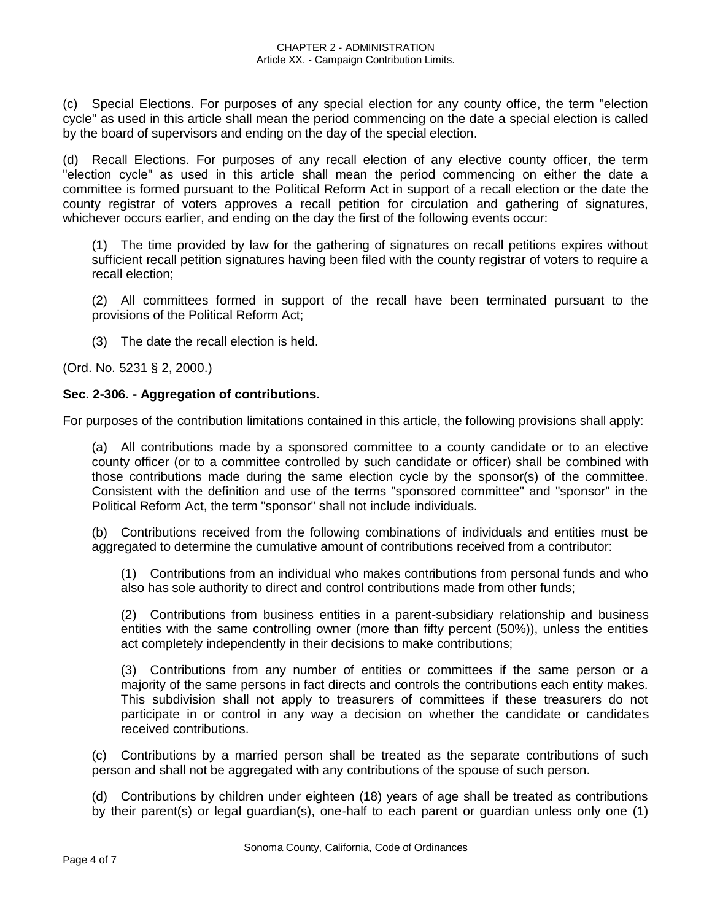(c) Special Elections. For purposes of any special election for any county office, the term "election cycle" as used in this article shall mean the period commencing on the date a special election is called by the board of supervisors and ending on the day of the special election.

(d) Recall Elections. For purposes of any recall election of any elective county officer, the term "election cycle" as used in this article shall mean the period commencing on either the date a committee is formed pursuant to the Political Reform Act in support of a recall election or the date the county registrar of voters approves a recall petition for circulation and gathering of signatures, whichever occurs earlier, and ending on the day the first of the following events occur:

(1) The time provided by law for the gathering of signatures on recall petitions expires without sufficient recall petition signatures having been filed with the county registrar of voters to require a recall election;

(2) All committees formed in support of the recall have been terminated pursuant to the provisions of the Political Reform Act;

(3) The date the recall election is held.

(Ord. No. 5231 § 2, 2000.)

### Sec. 2-306. - Aggregation of contributions.

For purposes of the contribution limitations contained in this article, the following provisions shall apply:

(a) All contributions made by a sponsored committee to a county candidate or to an elective county officer (or to a committee controlled by such candidate or officer) shall be combined with those contributions made during the same election cycle by the sponsor(s) of the committee. Consistent with the definition and use of the terms "sponsored committee" and "sponsor" in the Political Reform Act, the term "sponsor" shall not include individuals.

(b) Contributions received from the following combinations of individuals and entities must be aggregated to determine the cumulative amount of contributions received from a contributor:

(1) Contributions from an individual who makes contributions from personal funds and who also has sole authority to direct and control contributions made from other funds;

(2) Contributions from business entities in a parent-subsidiary relationship and business entities with the same controlling owner (more than fifty percent (50%)), unless the entities act completely independently in their decisions to make contributions;

(3) Contributions from any number of entities or committees if the same person or a majority of the same persons in fact directs and controls the contributions each entity makes. This subdivision shall not apply to treasurers of committees if these treasurers do not participate in or control in any way a decision on whether the candidate or candidates received contributions.

(c) Contributions by a married person shall be treated as the separate contributions of such person and shall not be aggregated with any contributions of the spouse of such person.

(d) Contributions by children under eighteen (18) years of age shall be treated as contributions by their parent(s) or legal guardian(s), one-half to each parent or guardian unless only one (1)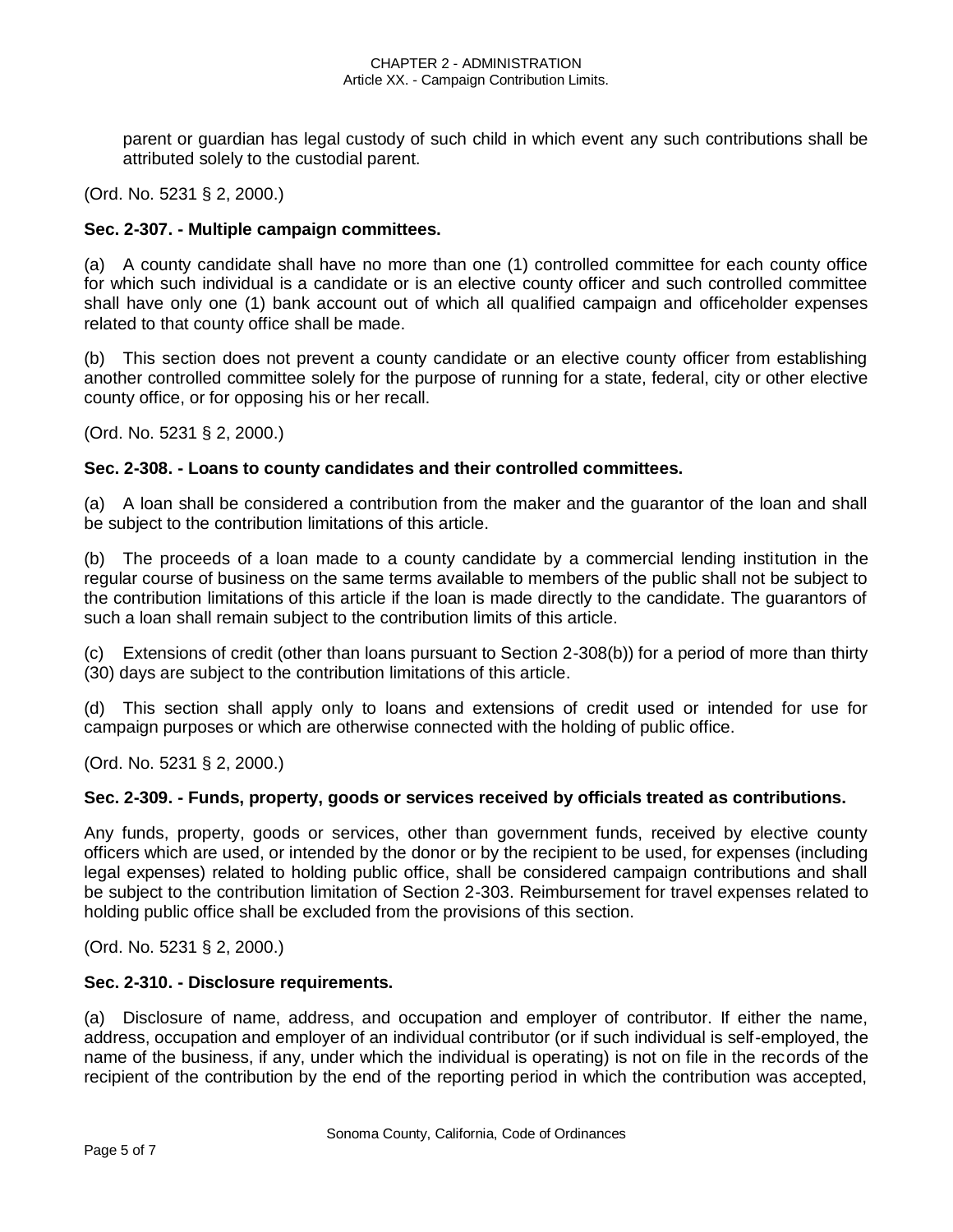parent or guardian has legal custody of such child in which event any such contributions shall be attributed solely to the custodial parent.

(Ord. No. 5231 § 2, 2000.)

**Sec. 2-307. - Multiple campaign committees.**

(a) A county candidate shall have no more than one (1) controlled committee for each county office for which such individual is a candidate or is an elective county officer and such controlled committee shall have only one (1) bank account out of which all qualified campaign and officeholder expenses related to that county office shall be made.

(b) This section does not prevent a county candidate or an elective county officer from establishing another controlled committee solely for the purpose of running for a state, federal, city or other elective county office, or for opposing his or her recall.

(Ord. No. 5231 § 2, 2000.)

**Sec. 2-308. - Loans to county candidates and their controlled committees.**

(a) A loan shall be considered a contribution from the maker and the guarantor of the loan and shall be subject to the contribution limitations of this article.

(b) The proceeds of a loan made to a county candidate by a commercial lending institution in the regular course of business on the same terms available to members of the public shall not be subject to the contribution limitations of this article if the loan is made directly to the candidate. The guarantors of such a loan shall remain subject to the contribution limits of this article.

(c) Extensions of credit (other than loans pursuant to Section 2-308(b)) for a period of more than thirty (30) days are subject to the contribution limitations of this article.

(d) This section shall apply only to loans and extensions of credit used or intended for use for campaign purposes or which are otherwise connected with the holding of public office.

(Ord. No. 5231 § 2, 2000.)

**Sec. 2-309. - Funds, property, goods or services received by officials treated as contributions.**

Any funds, property, goods or services, other than government funds, received by elective county officers which are used, or intended by the donor or by the recipient to be used, for expenses (including legal expenses) related to holding public office, shall be considered campaign contributions and shall be subject to the contribution limitation of Section 2-303. Reimbursement for travel expenses related to holding public office shall be excluded from the provisions of this section.

(Ord. No. 5231 § 2, 2000.)

**Sec. 2-310. - Disclosure requirements.**

(a) Disclosure of name, address, and occupation and employer of contributor. If either the name, address, occupation and employer of an individual contributor (or if such individual is self-employed, the name of the business, if any, under which the individual is operating) is not on file in the records of the recipient of the contribution by the end of the reporting period in which the contribution was accepted,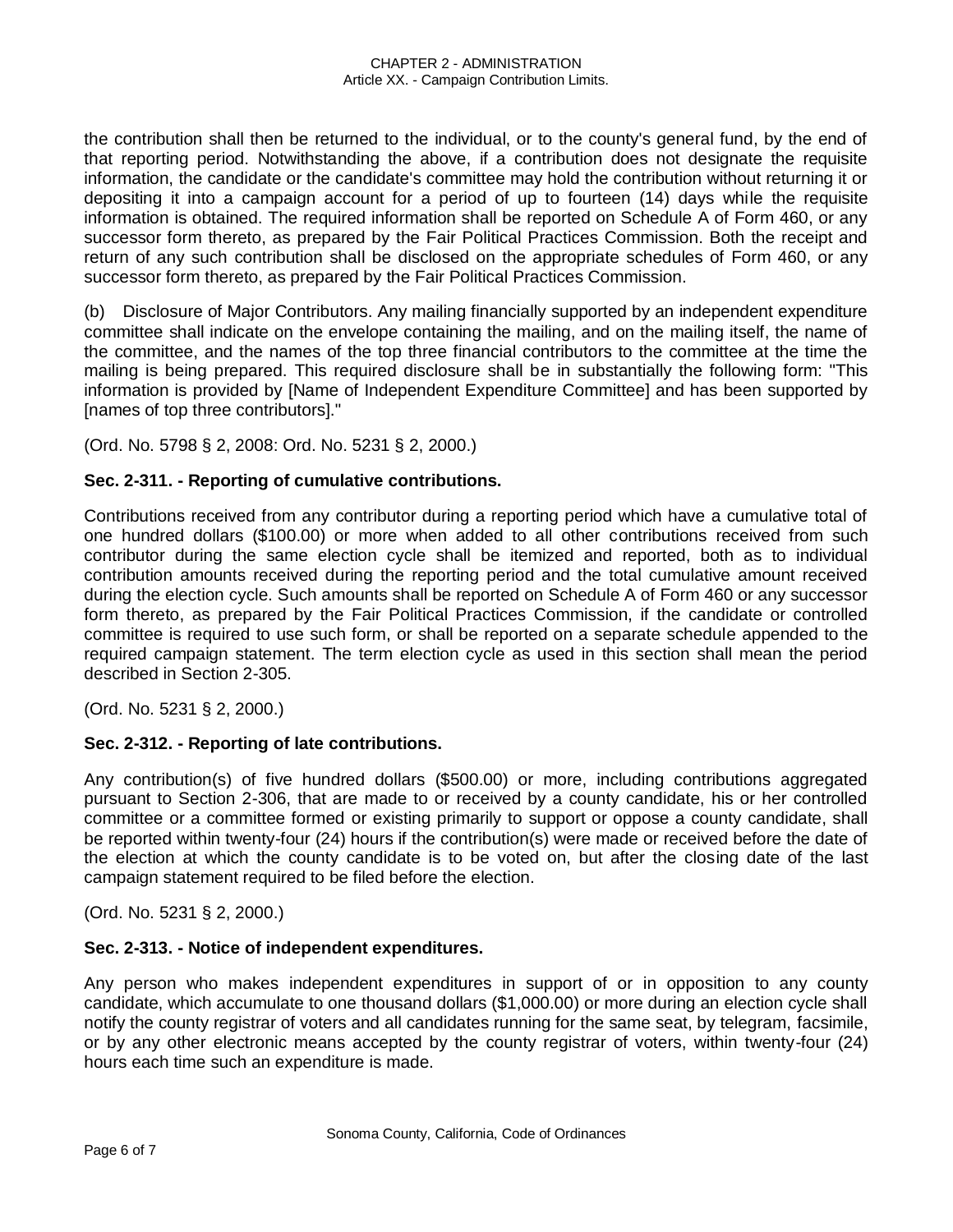the contribution shall then be returned to the individual, or to the county's general fund, by the end of that reporting period. Notwithstanding the above, if a contribution does not designate the requisite information, the candidate or the candidate's committee may hold the contribution without returning it or depositing it into a campaign account for a period of up to fourteen (14) days while the requisite information is obtained. The required information shall be reported on Schedule A of Form 460, or any successor form thereto, as prepared by the Fair Political Practices Commission. Both the receipt and return of any such contribution shall be disclosed on the appropriate schedules of Form 460, or any successor form thereto, as prepared by the Fair Political Practices Commission.

(b) Disclosure of Major Contributors. Any mailing financially supported by an independent expenditure committee shall indicate on the envelope containing the mailing, and on the mailing itself, the name of the committee, and the names of the top three financial contributors to the committee at the time the mailing is being prepared. This required disclosure shall be in substantially the following form: "This information is provided by [Name of Independent Expenditure Committee] and has been supported by [names of top three contributors]."

(Ord. No. 5798 § 2, 2008: Ord. No. 5231 § 2, 2000.)

### Sec. 2-311. - Reporting of cumulative contributions.

Contributions received from any contributor during a reporting period which have a cumulative total of one hundred dollars ($100.00) or more when added to all other contributions received from such contributor during the same election cycle shall be itemized and reported, both as to individual contribution amounts received during the reporting period and the total cumulative amount received during the election cycle. Such amounts shall be reported on Schedule A of Form 460 or any successor form thereto, as prepared by the Fair Political Practices Commission, if the candidate or controlled committee is required to use such form, or shall be reported on a separate schedule appended to the required campaign statement. The term election cycle as used in this section shall mean the period described in Section 2-305.

(Ord. No. 5231 § 2, 2000.)

### Sec. 2-312. - Reporting of late contributions.

Any contribution(s) of five hundred dollars ($500.00) or more, including contributions aggregated pursuant to Section 2-306, that are made to or received by a county candidate, his or her controlled committee or a committee formed or existing primarily to support or oppose a county candidate, shall be reported within twenty-four (24) hours if the contribution(s) were made or received before the date of the election at which the county candidate is to be voted on, but after the closing date of the last campaign statement required to be filed before the election.

(Ord. No. 5231 § 2, 2000.)

### Sec. 2-313. - Notice of independent expenditures.

Any person who makes independent expenditures in support of or in opposition to any county candidate, which accumulate to one thousand dollars ($1,000.00) or more during an election cycle shall notify the county registrar of voters and all candidates running for the same seat, by telegram, facsimile, or by any other electronic means accepted by the county registrar of voters, within twenty-four (24) hours each time such an expenditure is made.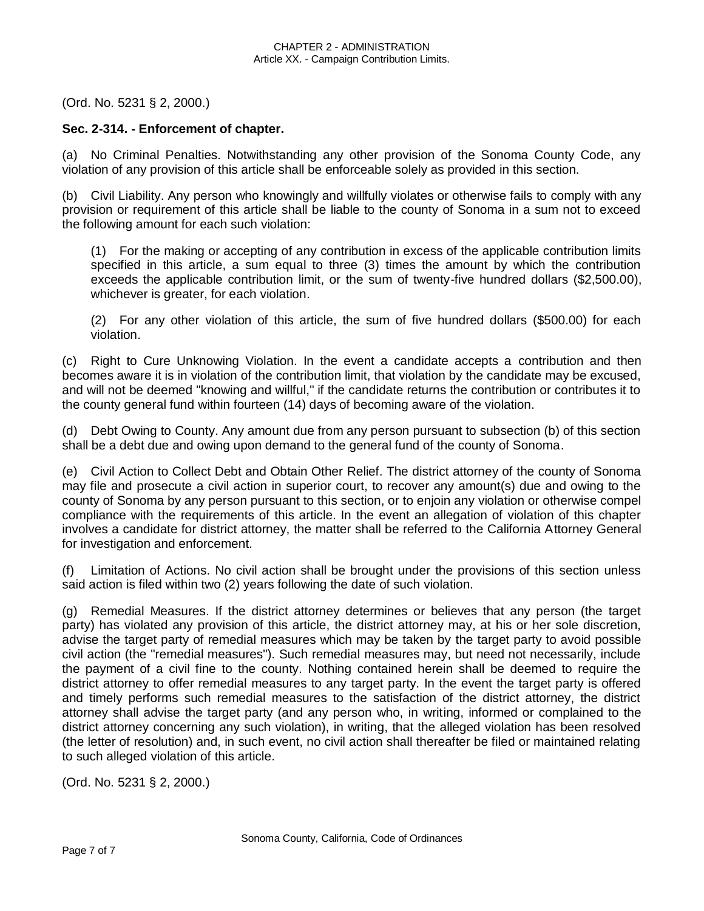(Ord. No. 5231 § 2, 2000.)

**Sec. 2-314. - Enforcement of chapter.**

(a) No Criminal Penalties. Notwithstanding any other provision of the Sonoma County Code, any violation of any provision of this article shall be enforceable solely as provided in this section.

(b) Civil Liability. Any person who knowingly and willfully violates or otherwise fails to comply with any provision or requirement of this article shall be liable to the county of Sonoma in a sum not to exceed the following amount for each such violation:

(1) For the making or accepting of any contribution in excess of the applicable contribution limits specified in this article, a sum equal to three (3) times the amount by which the contribution exceeds the applicable contribution limit, or the sum of twenty-five hundred dollars ($2,500.00), whichever is greater, for each violation.

(2) For any other violation of this article, the sum of five hundred dollars ($500.00) for each violation.

(c) Right to Cure Unknowing Violation. In the event a candidate accepts a contribution and then becomes aware it is in violation of the contribution limit, that violation by the candidate may be excused, and will not be deemed "knowing and willful," if the candidate returns the contribution or contributes it to the county general fund within fourteen (14) days of becoming aware of the violation.

(d) Debt Owing to County. Any amount due from any person pursuant to subsection (b) of this section shall be a debt due and owing upon demand to the general fund of the county of Sonoma.

(e) Civil Action to Collect Debt and Obtain Other Relief. The district attorney of the county of Sonoma may file and prosecute a civil action in superior court, to recover any amount(s) due and owing to the county of Sonoma by any person pursuant to this section, or to enjoin any violation or otherwise compel compliance with the requirements of this article. In the event an allegation of violation of this chapter involves a candidate for district attorney, the matter shall be referred to the California Attorney General for investigation and enforcement.

(f) Limitation of Actions. No civil action shall be brought under the provisions of this section unless said action is filed within two (2) years following the date of such violation.

(g) Remedial Measures. If the district attorney determines or believes that any person (the target party) has violated any provision of this article, the district attorney may, at his or her sole discretion, advise the target party of remedial measures which may be taken by the target party to avoid possible civil action (the "remedial measures"). Such remedial measures may, but need not necessarily, include the payment of a civil fine to the county. Nothing contained herein shall be deemed to require the district attorney to offer remedial measures to any target party. In the event the target party is offered and timely performs such remedial measures to the satisfaction of the district attorney, the district attorney shall advise the target party (and any person who, in writing, informed or complained to the district attorney concerning any such violation), in writing, that the alleged violation has been resolved (the letter of resolution) and, in such event, no civil action shall thereafter be filed or maintained relating to such alleged violation of this article.

(Ord. No. 5231 § 2, 2000.)